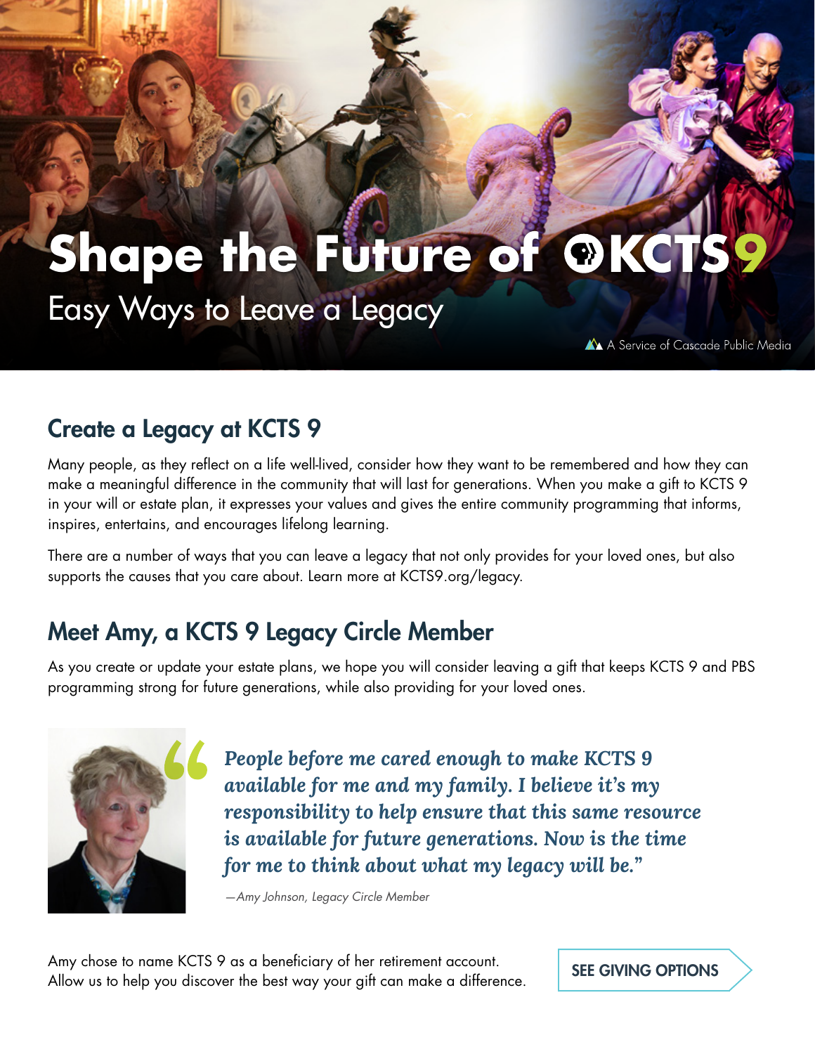# Shape the Future of KCTS 9

## Easy Ways to Leave a Legacy

A Service of Cascade Public Media

## Create a Legacy at KCTS 9

Many people, as they reflect on a life well-lived, consider how they want to be remembered and how they can make a meaningful difference in the community that will last for generations. When you make a gift to KCTS 9 in your will or estate plan, it expresses your values and gives the entire community programming that informs, inspires, entertains, and encourages lifelong learning.

There are a number of ways that you can leave a legacy that not only provides for your loved ones, but also supports the causes that you care about. Learn more at KCTS9.org/legacy.

## Meet Amy, a KCTS 9 Legacy Circle Member

As you create or update your estate plans, we hope you will consider leaving a gift that keeps KCTS 9 and PBS programming strong for future generations, while also providing for your loved ones.

> ***"People before me cared enough to make KCTS 9 available for me and my family. I believe it's my responsibility to help ensure that this same resource is available for future generations. Now is the time for me to think about what my legacy will be."***
>
> *—Amy Johnson, Legacy Circle Member*

Amy chose to name KCTS 9 as a beneficiary of her retirement account. Allow us to help you discover the best way your gift can make a difference.

**SEE GIVING OPTIONS**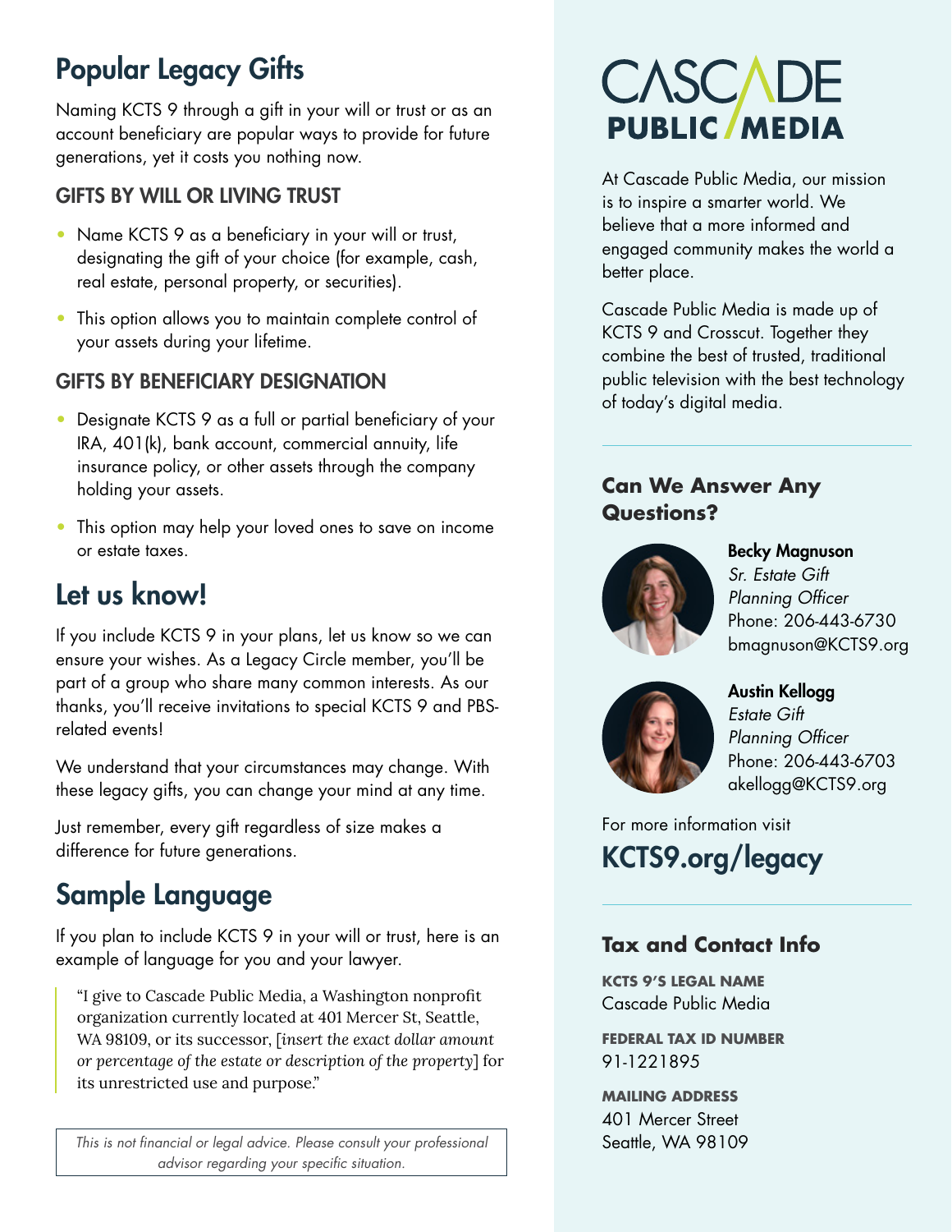## Popular Legacy Gifts

Naming KCTS 9 through a gift in your will or trust or as an account beneficiary are popular ways to provide for future generations, yet it costs you nothing now.

### GIFTS BY WILL OR LIVING TRUST

- Name KCTS 9 as a beneficiary in your will or trust, designating the gift of your choice (for example, cash, real estate, personal property, or securities).
- This option allows you to maintain complete control of your assets during your lifetime.

### GIFTS BY BENEFICIARY DESIGNATION

- Designate KCTS 9 as a full or partial beneficiary of your IRA, 401(k), bank account, commercial annuity, life insurance policy, or other assets through the company holding your assets.
- This option may help your loved ones to save on income or estate taxes.

## Let us know!

If you include KCTS 9 in your plans, let us know so we can ensure your wishes. As a Legacy Circle member, you'll be part of a group who share many common interests. As our thanks, you'll receive invitations to special KCTS 9 and PBS-related events!

We understand that your circumstances may change. With these legacy gifts, you can change your mind at any time.

Just remember, every gift regardless of size makes a difference for future generations.

## Sample Language

If you plan to include KCTS 9 in your will or trust, here is an example of language for you and your lawyer.

> "I give to Cascade Public Media, a Washington nonprofit organization currently located at 401 Mercer St, Seattle, WA 98109, or its successor, [*insert the exact dollar amount or percentage of the estate or description of the property*] for its unrestricted use and purpose."

*This is not financial or legal advice. Please consult your professional advisor regarding your specific situation.*

**CASCADE PUBLIC MEDIA**

At Cascade Public Media, our mission is to inspire a smarter world. We believe that a more informed and engaged community makes the world a better place.

Cascade Public Media is made up of KCTS 9 and Crosscut. Together they combine the best of trusted, traditional public television with the best technology of today's digital media.

### Can We Answer Any Questions?

**Becky Magnuson**
*Sr. Estate Gift Planning Officer*
Phone: 206-443-6730
bmagnuson@KCTS9.org

**Austin Kellogg**
*Estate Gift Planning Officer*
Phone: 206-443-6703
akellogg@KCTS9.org

For more information visit
**KCTS9.org/legacy**

### Tax and Contact Info

**KCTS 9'S LEGAL NAME**
Cascade Public Media

**FEDERAL TAX ID NUMBER**
91-1221895

**MAILING ADDRESS**
401 Mercer Street
Seattle, WA 98109